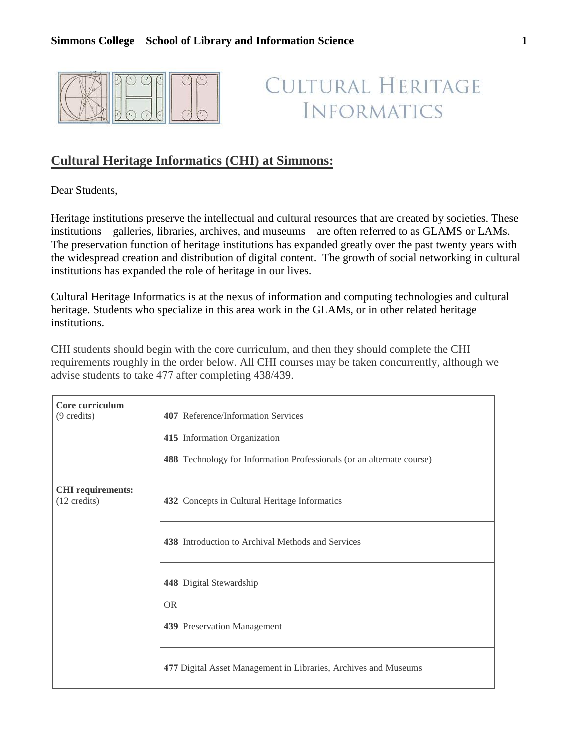# Cultural Heritage Informatics

## Cultural Heritage Informatics (CHI) at Simmons:

Dear Students,

Heritage institutions preserve the intellectual and cultural resources that are created by societies. These institutions—galleries, libraries, archives, and museums—are often referred to as GLAMS or LAMs. The preservation function of heritage institutions has expanded greatly over the past twenty years with the widespread creation and distribution of digital content. The growth of social networking in cultural institutions has expanded the role of heritage in our lives.

Cultural Heritage Informatics is at the nexus of information and computing technologies and cultural heritage. Students who specialize in this area work in the GLAMs, or in other related heritage institutions.

CHI students should begin with the core curriculum, and then they should complete the CHI requirements roughly in the order below. All CHI courses may be taken concurrently, although we advise students to take 477 after completing 438/439.

| | |
|---|---|
| **Core curriculum** (9 credits) | **407** Reference/Information Services<br><br>**415** Information Organization<br><br>**488** Technology for Information Professionals (or an alternate course) |
| **CHI requirements:** (12 credits) | **432** Concepts in Cultural Heritage Informatics |
| | **438** Introduction to Archival Methods and Services |
| | **448** Digital Stewardship<br><br>OR<br><br>**439** Preservation Management |
| | **477** Digital Asset Management in Libraries, Archives and Museums |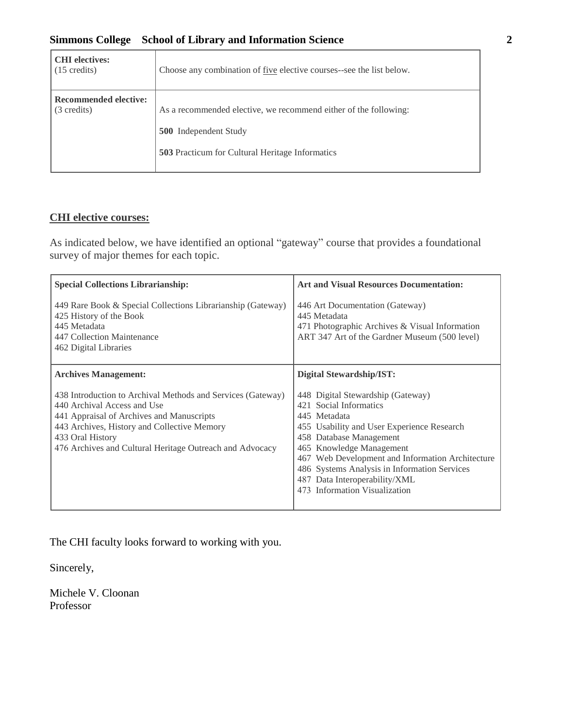| | |
|---|---|
| **CHI electives:** (15 credits) | Choose any combination of five elective courses--see the list below. |
| **Recommended elective:** (3 credits) | As a recommended elective, we recommend either of the following:<br><br>**500** Independent Study<br><br>**503** Practicum for Cultural Heritage Informatics |

## CHI elective courses:

As indicated below, we have identified an optional "gateway" course that provides a foundational survey of major themes for each topic.

| **Special Collections Librarianship:** | **Art and Visual Resources Documentation:** |
|---|---|
| 449 Rare Book & Special Collections Librarianship (Gateway)<br>425 History of the Book<br>445 Metadata<br>447 Collection Maintenance<br>462 Digital Libraries | 446 Art Documentation (Gateway)<br>445 Metadata<br>471 Photographic Archives & Visual Information<br>ART 347 Art of the Gardner Museum (500 level) |
| **Archives Management:**<br><br>438 Introduction to Archival Methods and Services (Gateway)<br>440 Archival Access and Use<br>441 Appraisal of Archives and Manuscripts<br>443 Archives, History and Collective Memory<br>433 Oral History<br>476 Archives and Cultural Heritage Outreach and Advocacy | **Digital Stewardship/IST:**<br><br>448 Digital Stewardship (Gateway)<br>421 Social Informatics<br>445 Metadata<br>455 Usability and User Experience Research<br>458 Database Management<br>465 Knowledge Management<br>467 Web Development and Information Architecture<br>486 Systems Analysis in Information Services<br>487 Data Interoperability/XML<br>473 Information Visualization |

The CHI faculty looks forward to working with you.

Sincerely,

Michele V. Cloonan
Professor